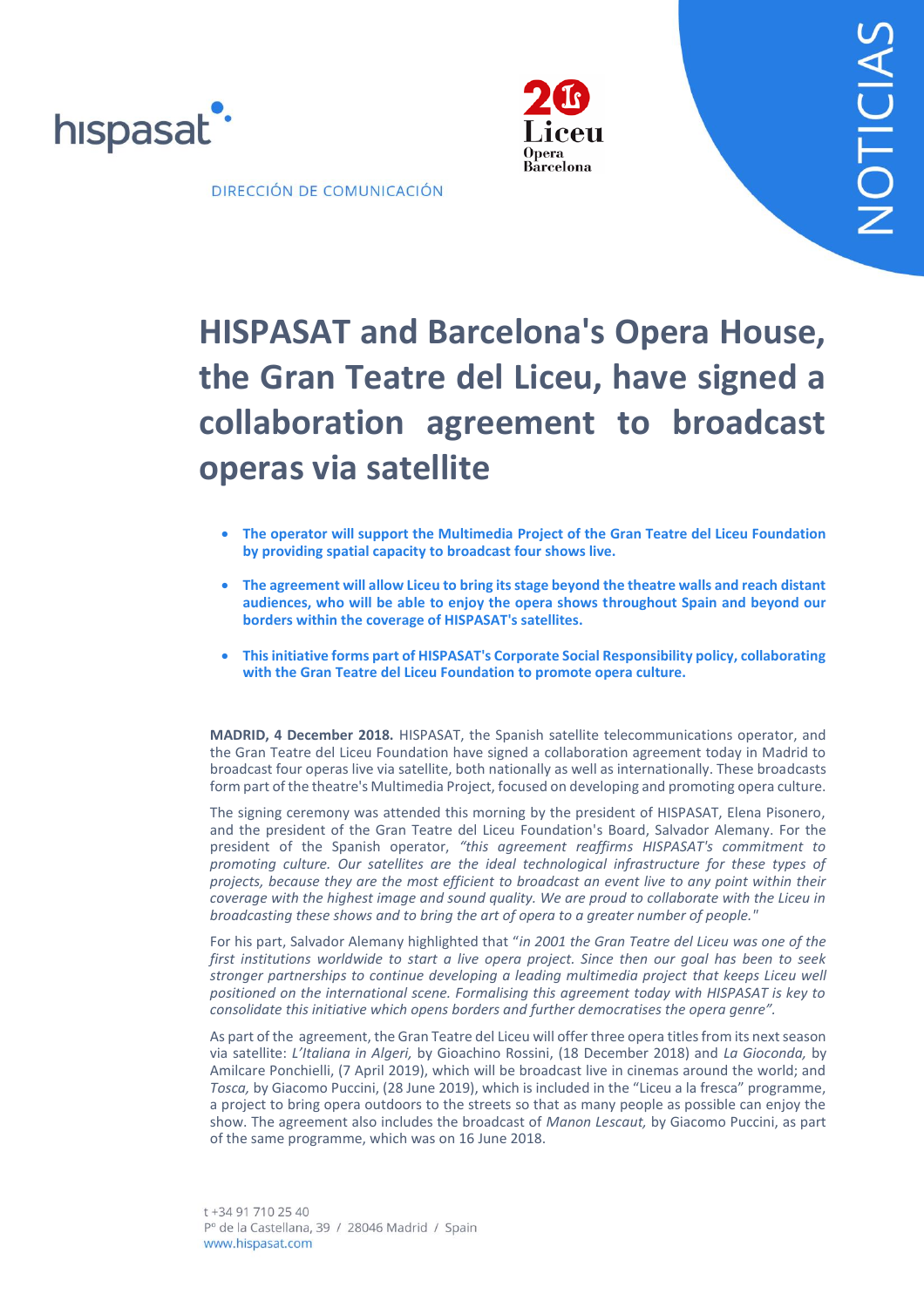DIRECCIÓN DE COMUNICACIÓN

NOTICIAS

# HISPASAT and Barcelona's Opera House, the Gran Teatre del Liceu, have signed a collaboration agreement to broadcast operas via satellite

- **The operator will support the Multimedia Project of the Gran Teatre del Liceu Foundation by providing spatial capacity to broadcast four shows live.**
- **The agreement will allow Liceu to bring its stage beyond the theatre walls and reach distant audiences, who will be able to enjoy the opera shows throughout Spain and beyond our borders within the coverage of HISPASAT's satellites.**
- **This initiative forms part of HISPASAT's Corporate Social Responsibility policy, collaborating with the Gran Teatre del Liceu Foundation to promote opera culture.**

**MADRID, 4 December 2018.** HISPASAT, the Spanish satellite telecommunications operator, and the Gran Teatre del Liceu Foundation have signed a collaboration agreement today in Madrid to broadcast four operas live via satellite, both nationally as well as internationally. These broadcasts form part of the theatre's Multimedia Project, focused on developing and promoting opera culture.

The signing ceremony was attended this morning by the president of HISPASAT, Elena Pisonero, and the president of the Gran Teatre del Liceu Foundation's Board, Salvador Alemany. For the president of the Spanish operator, *"this agreement reaffirms HISPASAT's commitment to promoting culture. Our satellites are the ideal technological infrastructure for these types of projects, because they are the most efficient to broadcast an event live to any point within their coverage with the highest image and sound quality. We are proud to collaborate with the Liceu in broadcasting these shows and to bring the art of opera to a greater number of people."*

For his part, Salvador Alemany highlighted that "*in 2001 the Gran Teatre del Liceu was one of the first institutions worldwide to start a live opera project. Since then our goal has been to seek stronger partnerships to continue developing a leading multimedia project that keeps Liceu well positioned on the international scene. Formalising this agreement today with HISPASAT is key to consolidate this initiative which opens borders and further democratises the opera genre".*

As part of the agreement, the Gran Teatre del Liceu will offer three opera titles from its next season via satellite: *L'Italiana in Algeri,* by Gioachino Rossini, (18 December 2018) and *La Gioconda,* by Amilcare Ponchielli, (7 April 2019), which will be broadcast live in cinemas around the world; and *Tosca,* by Giacomo Puccini, (28 June 2019), which is included in the "Liceu a la fresca" programme, a project to bring opera outdoors to the streets so that as many people as possible can enjoy the show. The agreement also includes the broadcast of *Manon Lescaut,* by Giacomo Puccini, as part of the same programme, which was on 16 June 2018.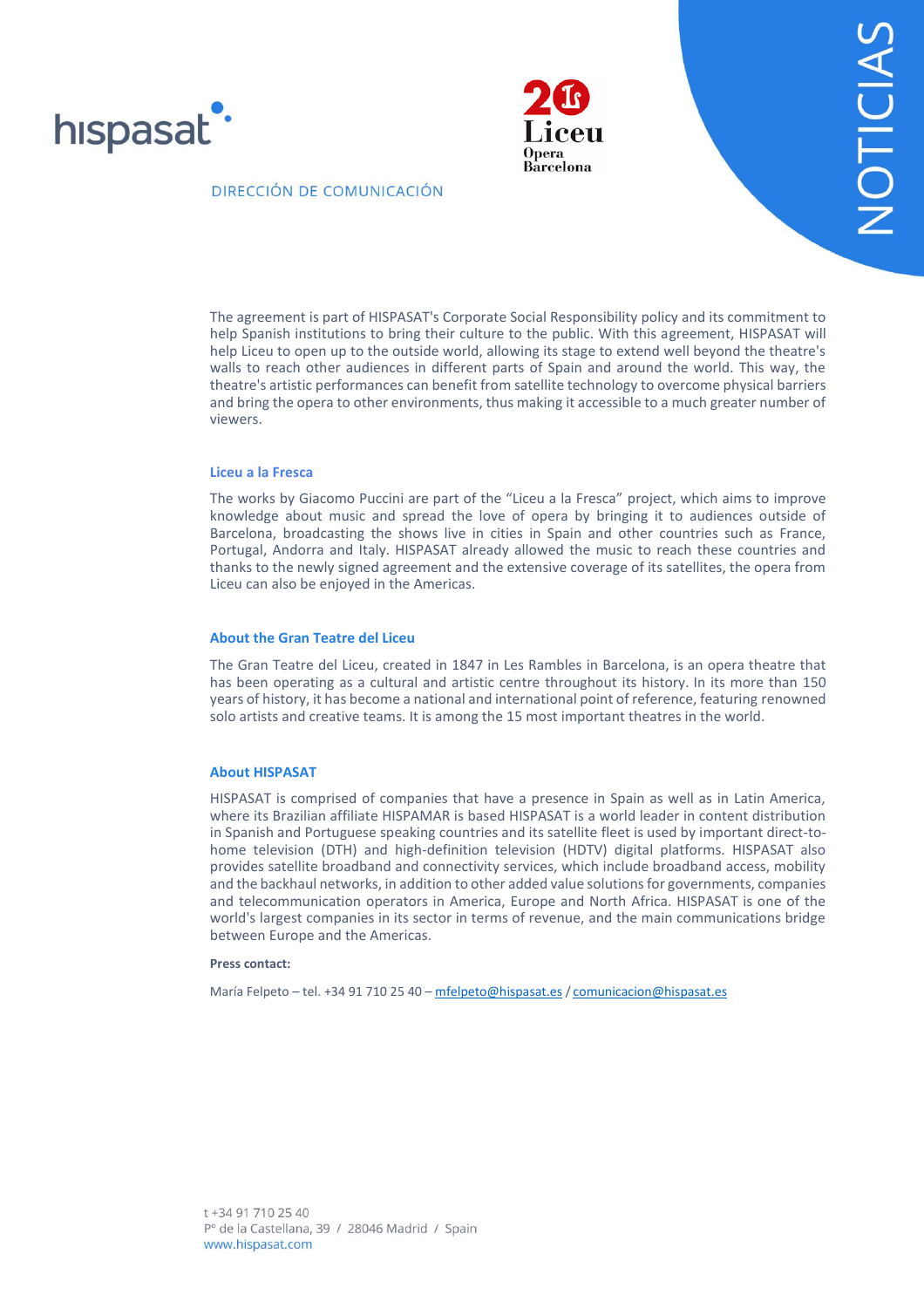The agreement is part of HISPASAT's Corporate Social Responsibility policy and its commitment to help Spanish institutions to bring their culture to the public. With this agreement, HISPASAT will help Liceu to open up to the outside world, allowing its stage to extend well beyond the theatre's walls to reach other audiences in different parts of Spain and around the world. This way, the theatre's artistic performances can benefit from satellite technology to overcome physical barriers and bring the opera to other environments, thus making it accessible to a much greater number of viewers.

### Liceu a la Fresca

The works by Giacomo Puccini are part of the "Liceu a la Fresca" project, which aims to improve knowledge about music and spread the love of opera by bringing it to audiences outside of Barcelona, broadcasting the shows live in cities in Spain and other countries such as France, Portugal, Andorra and Italy. HISPASAT already allowed the music to reach these countries and thanks to the newly signed agreement and the extensive coverage of its satellites, the opera from Liceu can also be enjoyed in the Americas.

### About the Gran Teatre del Liceu

The Gran Teatre del Liceu, created in 1847 in Les Rambles in Barcelona, is an opera theatre that has been operating as a cultural and artistic centre throughout its history. In its more than 150 years of history, it has become a national and international point of reference, featuring renowned solo artists and creative teams. It is among the 15 most important theatres in the world.

### About HISPASAT

HISPASAT is comprised of companies that have a presence in Spain as well as in Latin America, where its Brazilian affiliate HISPAMAR is based HISPASAT is a world leader in content distribution in Spanish and Portuguese speaking countries and its satellite fleet is used by important direct-to-home television (DTH) and high-definition television (HDTV) digital platforms. HISPASAT also provides satellite broadband and connectivity services, which include broadband access, mobility and the backhaul networks, in addition to other added value solutions for governments, companies and telecommunication operators in America, Europe and North Africa. HISPASAT is one of the world's largest companies in its sector in terms of revenue, and the main communications bridge between Europe and the Americas.

**Press contact:**

María Felpeto – tel. +34 91 710 25 40 – mfelpeto@hispasat.es / comunicacion@hispasat.es